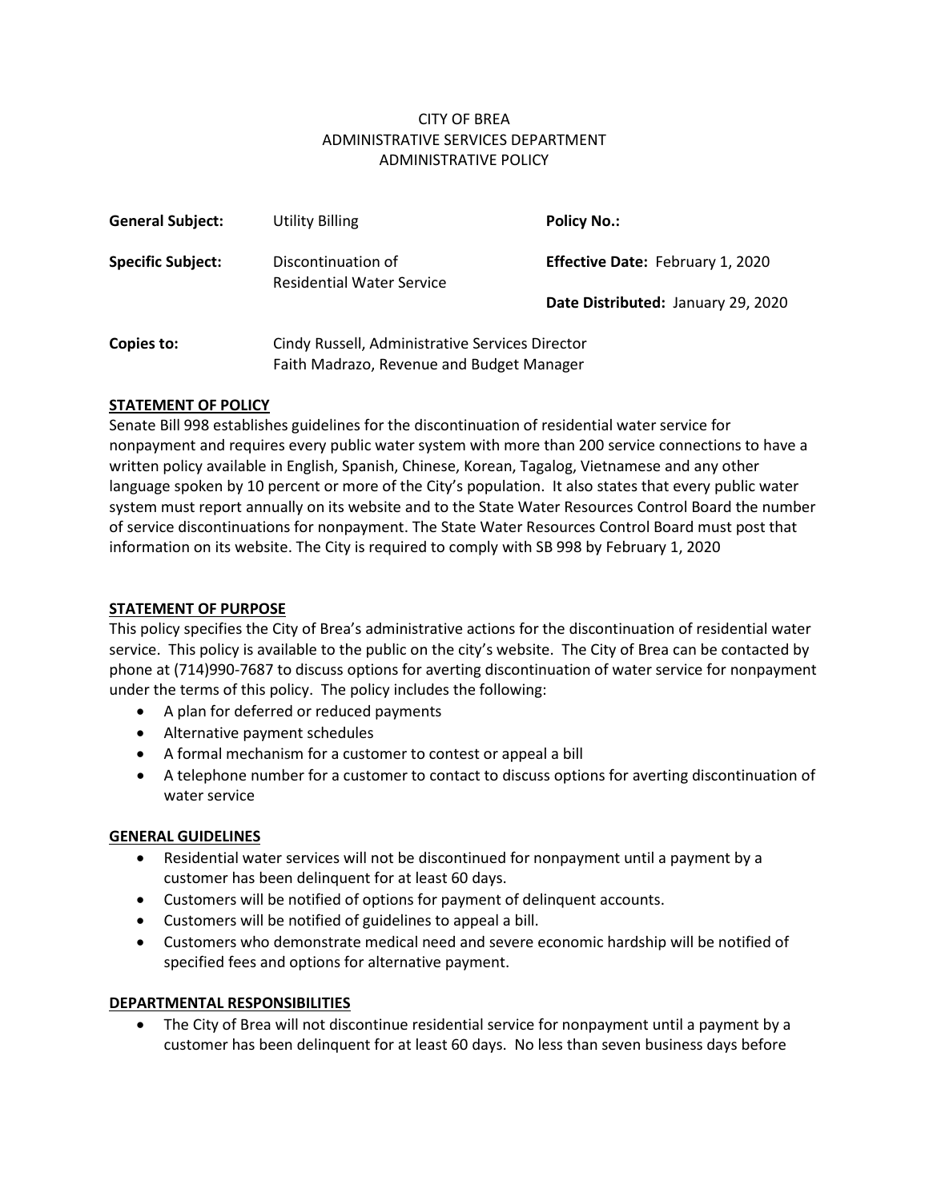CITY OF BREA
ADMINISTRATIVE SERVICES DEPARTMENT
ADMINISTRATIVE POLICY

| | | | |
|---|---|---|---|
| **General Subject:** | Utility Billing | **Policy No.:** | |
| **Specific Subject:** | Discontinuation of Residential Water Service | **Effective Date:** February 1, 2020 | |
| | | **Date Distributed:** January 29, 2020 | |
| **Copies to:** | Cindy Russell, Administrative Services Director<br>Faith Madrazo, Revenue and Budget Manager | | |

**STATEMENT OF POLICY**

Senate Bill 998 establishes guidelines for the discontinuation of residential water service for nonpayment and requires every public water system with more than 200 service connections to have a written policy available in English, Spanish, Chinese, Korean, Tagalog, Vietnamese and any other language spoken by 10 percent or more of the City's population. It also states that every public water system must report annually on its website and to the State Water Resources Control Board the number of service discontinuations for nonpayment. The State Water Resources Control Board must post that information on its website. The City is required to comply with SB 998 by February 1, 2020

**STATEMENT OF PURPOSE**

This policy specifies the City of Brea's administrative actions for the discontinuation of residential water service. This policy is available to the public on the city's website. The City of Brea can be contacted by phone at (714)990-7687 to discuss options for averting discontinuation of water service for nonpayment under the terms of this policy. The policy includes the following:

- A plan for deferred or reduced payments
- Alternative payment schedules
- A formal mechanism for a customer to contest or appeal a bill
- A telephone number for a customer to contact to discuss options for averting discontinuation of water service

**GENERAL GUIDELINES**

- Residential water services will not be discontinued for nonpayment until a payment by a customer has been delinquent for at least 60 days.
- Customers will be notified of options for payment of delinquent accounts.
- Customers will be notified of guidelines to appeal a bill.
- Customers who demonstrate medical need and severe economic hardship will be notified of specified fees and options for alternative payment.

**DEPARTMENTAL RESPONSIBILITIES**

- The City of Brea will not discontinue residential service for nonpayment until a payment by a customer has been delinquent for at least 60 days. No less than seven business days before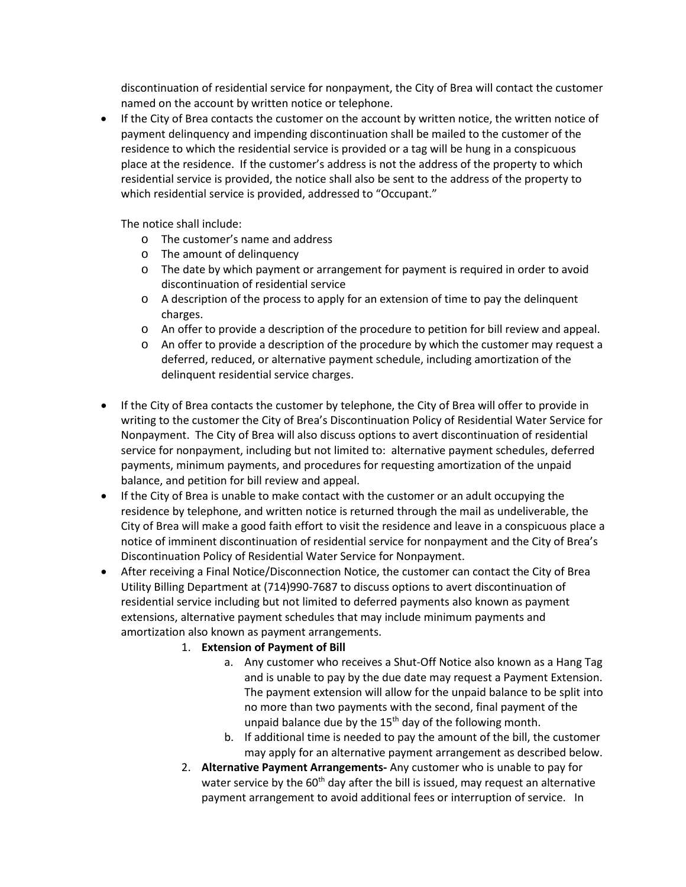discontinuation of residential service for nonpayment, the City of Brea will contact the customer named on the account by written notice or telephone.

- If the City of Brea contacts the customer on the account by written notice, the written notice of payment delinquency and impending discontinuation shall be mailed to the customer of the residence to which the residential service is provided or a tag will be hung in a conspicuous place at the residence. If the customer's address is not the address of the property to which residential service is provided, the notice shall also be sent to the address of the property to which residential service is provided, addressed to "Occupant."

  The notice shall include:
  - The customer's name and address
  - The amount of delinquency
  - The date by which payment or arrangement for payment is required in order to avoid discontinuation of residential service
  - A description of the process to apply for an extension of time to pay the delinquent charges.
  - An offer to provide a description of the procedure to petition for bill review and appeal.
  - An offer to provide a description of the procedure by which the customer may request a deferred, reduced, or alternative payment schedule, including amortization of the delinquent residential service charges.

- If the City of Brea contacts the customer by telephone, the City of Brea will offer to provide in writing to the customer the City of Brea's Discontinuation Policy of Residential Water Service for Nonpayment. The City of Brea will also discuss options to avert discontinuation of residential service for nonpayment, including but not limited to: alternative payment schedules, deferred payments, minimum payments, and procedures for requesting amortization of the unpaid balance, and petition for bill review and appeal.
- If the City of Brea is unable to make contact with the customer or an adult occupying the residence by telephone, and written notice is returned through the mail as undeliverable, the City of Brea will make a good faith effort to visit the residence and leave in a conspicuous place a notice of imminent discontinuation of residential service for nonpayment and the City of Brea's Discontinuation Policy of Residential Water Service for Nonpayment.
- After receiving a Final Notice/Disconnection Notice, the customer can contact the City of Brea Utility Billing Department at (714)990-7687 to discuss options to avert discontinuation of residential service including but not limited to deferred payments also known as payment extensions, alternative payment schedules that may include minimum payments and amortization also known as payment arrangements.

1. **Extension of Payment of Bill**
   a. Any customer who receives a Shut-Off Notice also known as a Hang Tag and is unable to pay by the due date may request a Payment Extension. The payment extension will allow for the unpaid balance to be split into no more than two payments with the second, final payment of the unpaid balance due by the 15th day of the following month.
   b. If additional time is needed to pay the amount of the bill, the customer may apply for an alternative payment arrangement as described below.
2. **Alternative Payment Arrangements-** Any customer who is unable to pay for water service by the 60th day after the bill is issued, may request an alternative payment arrangement to avoid additional fees or interruption of service. In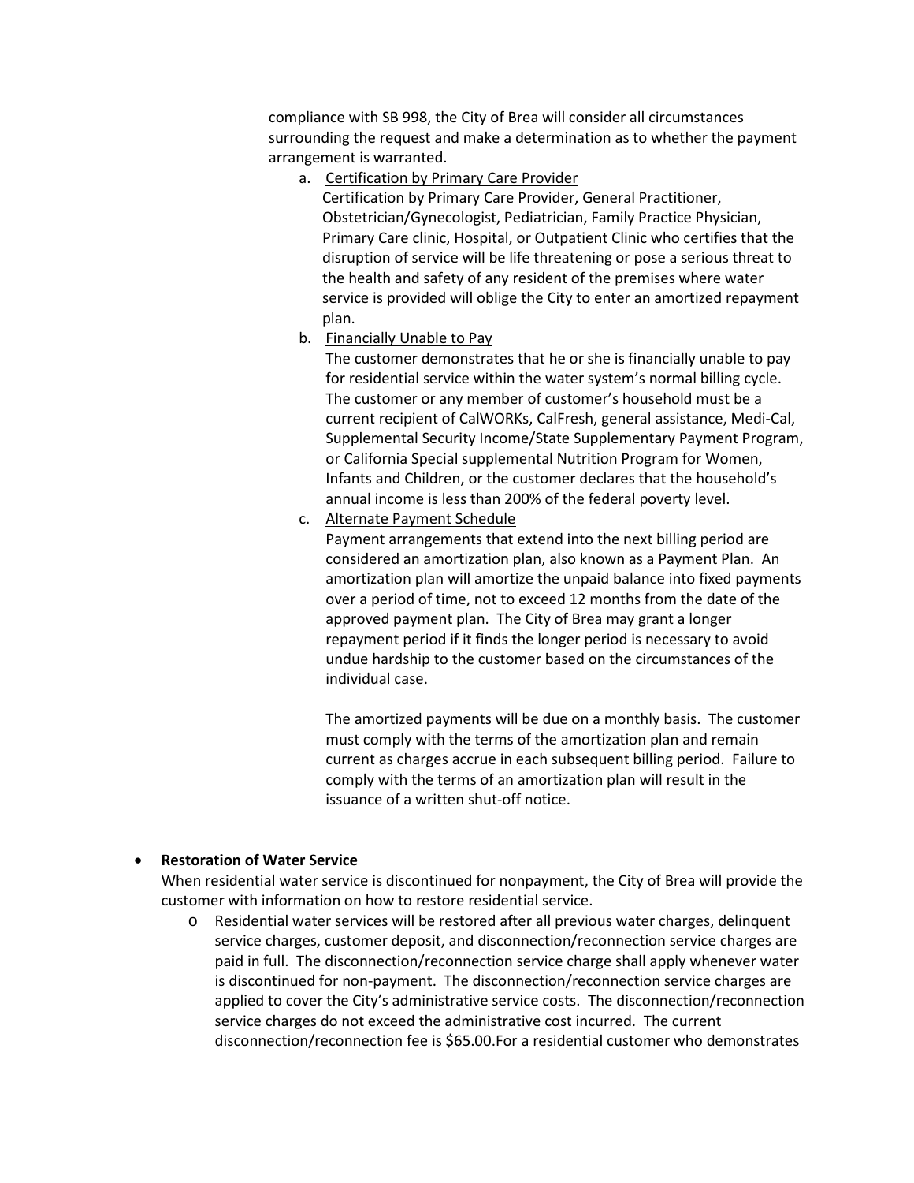compliance with SB 998, the City of Brea will consider all circumstances surrounding the request and make a determination as to whether the payment arrangement is warranted.

a. <u>Certification by Primary Care Provider</u>
   Certification by Primary Care Provider, General Practitioner, Obstetrician/Gynecologist, Pediatrician, Family Practice Physician, Primary Care clinic, Hospital, or Outpatient Clinic who certifies that the disruption of service will be life threatening or pose a serious threat to the health and safety of any resident of the premises where water service is provided will oblige the City to enter an amortized repayment plan.

b. <u>Financially Unable to Pay</u>
   The customer demonstrates that he or she is financially unable to pay for residential service within the water system's normal billing cycle. The customer or any member of customer's household must be a current recipient of CalWORKs, CalFresh, general assistance, Medi-Cal, Supplemental Security Income/State Supplementary Payment Program, or California Special supplemental Nutrition Program for Women, Infants and Children, or the customer declares that the household's annual income is less than 200% of the federal poverty level.

c. <u>Alternate Payment Schedule</u>
   Payment arrangements that extend into the next billing period are considered an amortization plan, also known as a Payment Plan. An amortization plan will amortize the unpaid balance into fixed payments over a period of time, not to exceed 12 months from the date of the approved payment plan. The City of Brea may grant a longer repayment period if it finds the longer period is necessary to avoid undue hardship to the customer based on the circumstances of the individual case.

   The amortized payments will be due on a monthly basis. The customer must comply with the terms of the amortization plan and remain current as charges accrue in each subsequent billing period. Failure to comply with the terms of an amortization plan will result in the issuance of a written shut-off notice.

- **Restoration of Water Service**
  When residential water service is discontinued for nonpayment, the City of Brea will provide the customer with information on how to restore residential service.
  - Residential water services will be restored after all previous water charges, delinquent service charges, customer deposit, and disconnection/reconnection service charges are paid in full. The disconnection/reconnection service charge shall apply whenever water is discontinued for non-payment. The disconnection/reconnection service charges are applied to cover the City's administrative service costs. The disconnection/reconnection service charges do not exceed the administrative cost incurred. The current disconnection/reconnection fee is $65.00.For a residential customer who demonstrates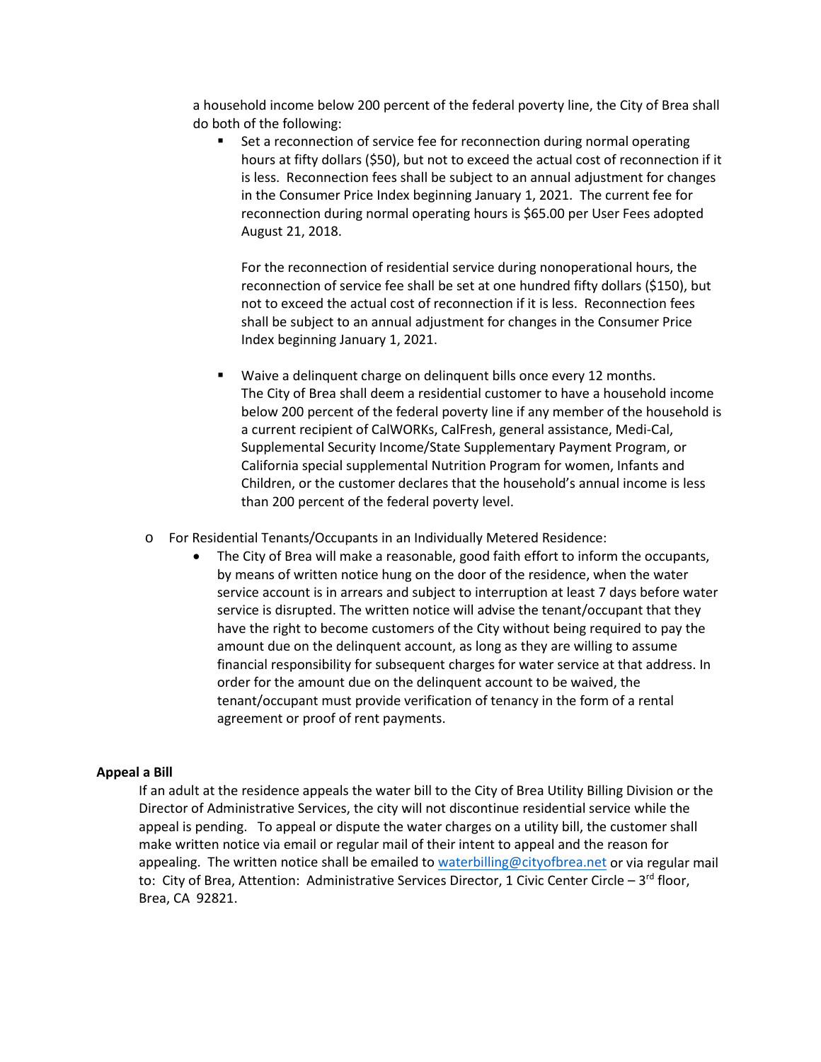a household income below 200 percent of the federal poverty line, the City of Brea shall do both of the following:

- Set a reconnection of service fee for reconnection during normal operating hours at fifty dollars ($50), but not to exceed the actual cost of reconnection if it is less. Reconnection fees shall be subject to an annual adjustment for changes in the Consumer Price Index beginning January 1, 2021. The current fee for reconnection during normal operating hours is $65.00 per User Fees adopted August 21, 2018.

  For the reconnection of residential service during nonoperational hours, the reconnection of service fee shall be set at one hundred fifty dollars ($150), but not to exceed the actual cost of reconnection if it is less. Reconnection fees shall be subject to an annual adjustment for changes in the Consumer Price Index beginning January 1, 2021.

- Waive a delinquent charge on delinquent bills once every 12 months.
  The City of Brea shall deem a residential customer to have a household income below 200 percent of the federal poverty line if any member of the household is a current recipient of CalWORKs, CalFresh, general assistance, Medi-Cal, Supplemental Security Income/State Supplementary Payment Program, or California special supplemental Nutrition Program for women, Infants and Children, or the customer declares that the household's annual income is less than 200 percent of the federal poverty level.

- For Residential Tenants/Occupants in an Individually Metered Residence:
  - The City of Brea will make a reasonable, good faith effort to inform the occupants, by means of written notice hung on the door of the residence, when the water service account is in arrears and subject to interruption at least 7 days before water service is disrupted. The written notice will advise the tenant/occupant that they have the right to become customers of the City without being required to pay the amount due on the delinquent account, as long as they are willing to assume financial responsibility for subsequent charges for water service at that address. In order for the amount due on the delinquent account to be waived, the tenant/occupant must provide verification of tenancy in the form of a rental agreement or proof of rent payments.

**Appeal a Bill**

If an adult at the residence appeals the water bill to the City of Brea Utility Billing Division or the Director of Administrative Services, the city will not discontinue residential service while the appeal is pending. To appeal or dispute the water charges on a utility bill, the customer shall make written notice via email or regular mail of their intent to appeal and the reason for appealing. The written notice shall be emailed to waterbilling@cityofbrea.net or via regular mail to: City of Brea, Attention: Administrative Services Director, 1 Civic Center Circle – 3rd floor, Brea, CA 92821.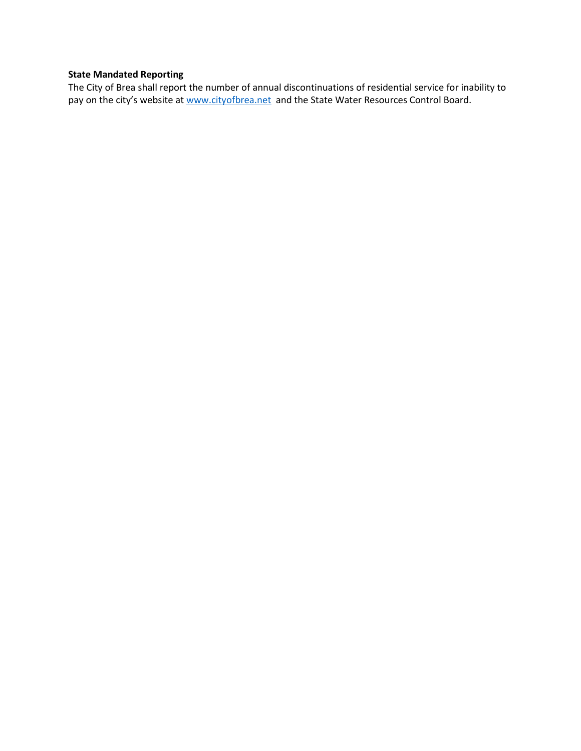**State Mandated Reporting**

The City of Brea shall report the number of annual discontinuations of residential service for inability to pay on the city's website at [www.cityofbrea.net](http://www.cityofbrea.net) and the State Water Resources Control Board.